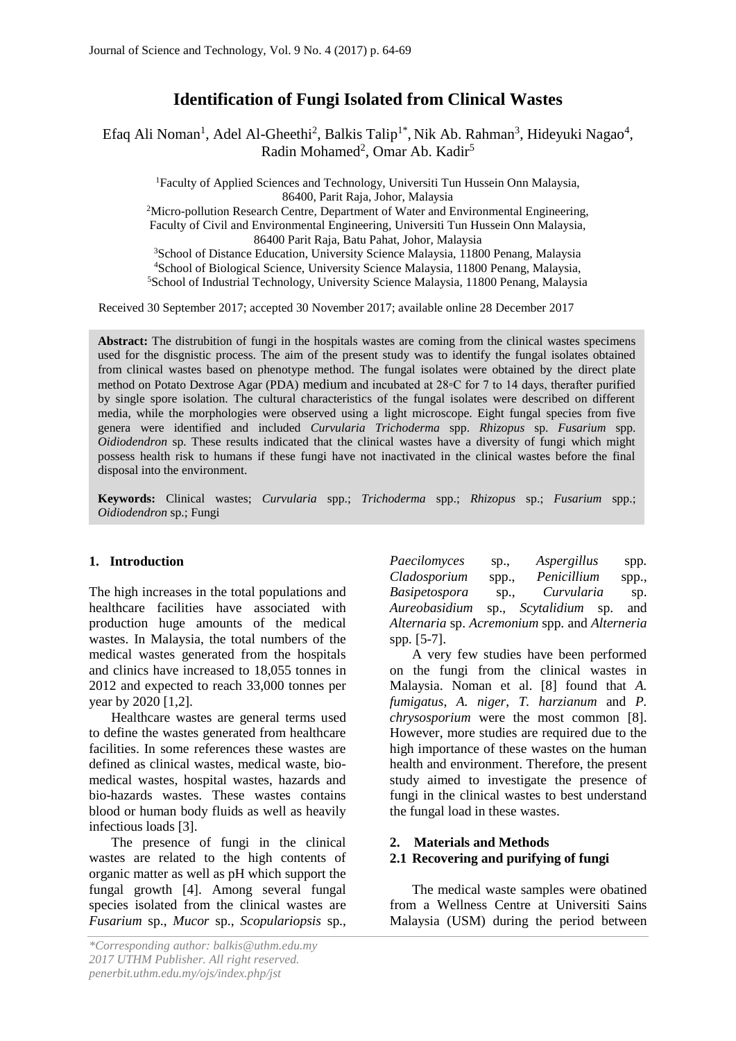# Identification of Fungi Isolated from Clinical Wastes

Efaq Ali Noman[1], Adel Al-Gheethi[2], Balkis Talip[1*], Nik Ab. Rahman[3], Hideyuki Nagao[4], Radin Mohamed[2], Omar Ab. Kadir[5]

[1]Faculty of Applied Sciences and Technology, Universiti Tun Hussein Onn Malaysia, 86400, Parit Raja, Johor, Malaysia
[2]Micro-pollution Research Centre, Department of Water and Environmental Engineering, Faculty of Civil and Environmental Engineering, Universiti Tun Hussein Onn Malaysia, 86400 Parit Raja, Batu Pahat, Johor, Malaysia
[3]School of Distance Education, University Science Malaysia, 11800 Penang, Malaysia
[4]School of Biological Science, University Science Malaysia, 11800 Penang, Malaysia,
[5]School of Industrial Technology, University Science Malaysia, 11800 Penang, Malaysia

Received 30 September 2017; accepted 30 November 2017; available online 28 December 2017

**Abstract:** The distrubition of fungi in the hospitals wastes are coming from the clinical wastes specimens used for the disgnistic process. The aim of the present study was to identify the fungal isolates obtained from clinical wastes based on phenotype method. The fungal isolates were obtained by the direct plate method on Potato Dextrose Agar (PDA) medium and incubated at 28◦C for 7 to 14 days, therafter purified by single spore isolation. The cultural characteristics of the fungal isolates were described on different media, while the morphologies were observed using a light microscope. Eight fungal species from five genera were identified and included *Curvularia Trichoderma* spp. *Rhizopus* sp. *Fusarium* spp. *Oidiodendron* sp. These results indicated that the clinical wastes have a diversity of fungi which might possess health risk to humans if these fungi have not inactivated in the clinical wastes before the final disposal into the environment.

**Keywords:** Clinical wastes; *Curvularia* spp.; *Trichoderma* spp.; *Rhizopus* sp.; *Fusarium* spp.; *Oidiodendron* sp.; Fungi

## 1. Introduction

The high increases in the total populations and healthcare facilities have associated with production huge amounts of the medical wastes. In Malaysia, the total numbers of the medical wastes generated from the hospitals and clinics have increased to 18,055 tonnes in 2012 and expected to reach 33,000 tonnes per year by 2020 [1,2].

Healthcare wastes are general terms used to define the wastes generated from healthcare facilities. In some references these wastes are defined as clinical wastes, medical waste, bio-medical wastes, hospital wastes, hazards and bio-hazards wastes. These wastes contains blood or human body fluids as well as heavily infectious loads [3].

The presence of fungi in the clinical wastes are related to the high contents of organic matter as well as pH which support the fungal growth [4]. Among several fungal species isolated from the clinical wastes are *Fusarium* sp., *Mucor* sp., *Scopulariopsis* sp., *Paecilomyces* sp., *Aspergillus* spp. *Cladosporium* spp., *Penicillium* spp., *Basipetospora* sp., *Curvularia* sp. *Aureobasidium* sp., *Scytalidium* sp. and *Alternaria* sp. *Acremonium* spp. and *Alterneria* spp. [5-7].

A very few studies have been performed on the fungi from the clinical wastes in Malaysia. Noman et al. [8] found that *A. fumigatus*, *A. niger*, *T. harzianum* and *P. chrysosporium* were the most common [8]. However, more studies are required due to the high importance of these wastes on the human health and environment. Therefore, the present study aimed to investigate the presence of fungi in the clinical wastes to best understand the fungal load in these wastes.

## 2. Materials and Methods

### 2.1 Recovering and purifying of fungi

The medical waste samples were obatined from a Wellness Centre at Universiti Sains Malaysia (USM) during the period between

*\*Corresponding author: balkis@uthm.edu.my*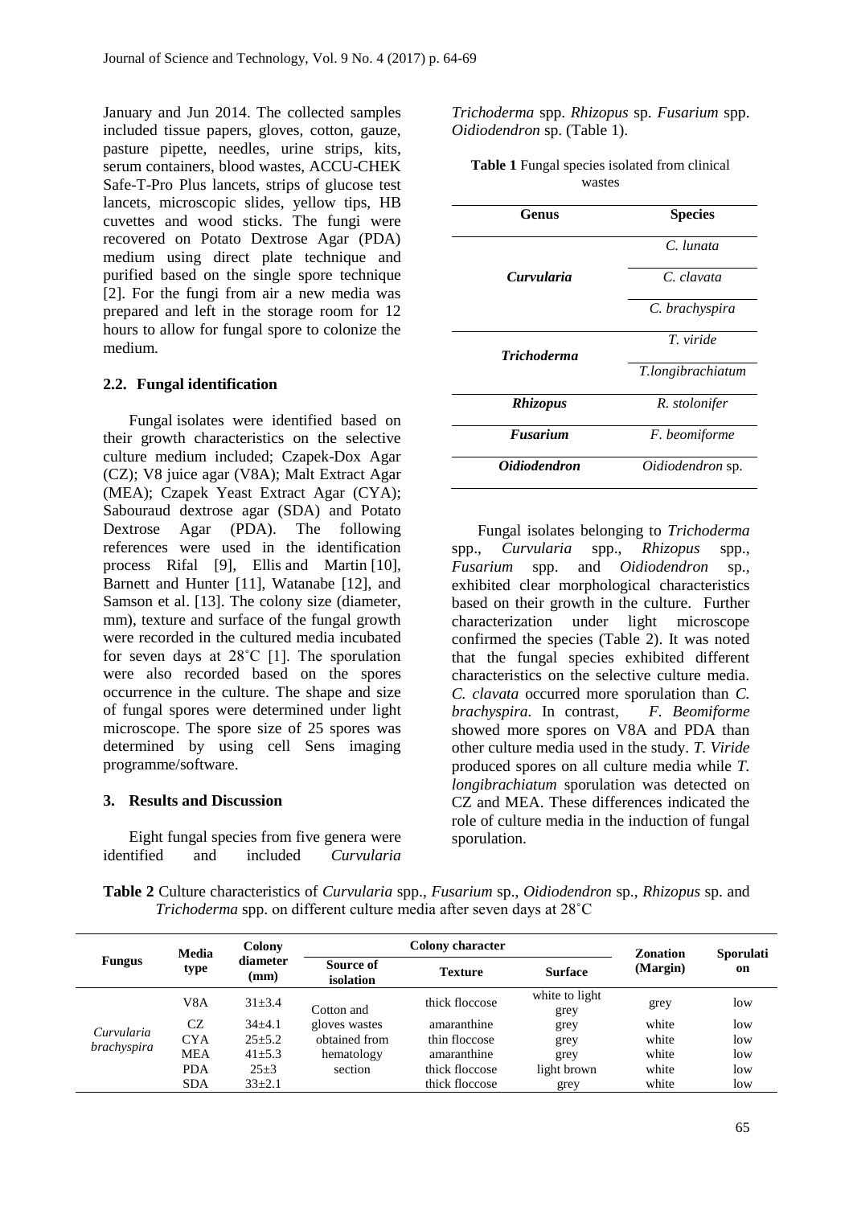January and Jun 2014. The collected samples included tissue papers, gloves, cotton, gauze, pasture pipette, needles, urine strips, kits, serum containers, blood wastes, ACCU-CHEK Safe-T-Pro Plus lancets, strips of glucose test lancets, microscopic slides, yellow tips, HB cuvettes and wood sticks. The fungi were recovered on Potato Dextrose Agar (PDA) medium using direct plate technique and purified based on the single spore technique [2]. For the fungi from air a new media was prepared and left in the storage room for 12 hours to allow for fungal spore to colonize the medium.

### 2.2. Fungal identification

Fungal isolates were identified based on their growth characteristics on the selective culture medium included; Czapek-Dox Agar (CZ); V8 juice agar (V8A); Malt Extract Agar (MEA); Czapek Yeast Extract Agar (CYA); Sabouraud dextrose agar (SDA) and Potato Dextrose Agar (PDA). The following references were used in the identification process Rifal [9], Ellis and Martin [10], Barnett and Hunter [11], Watanabe [12], and Samson et al. [13]. The colony size (diameter, mm), texture and surface of the fungal growth were recorded in the cultured media incubated for seven days at 28˚C [1]. The sporulation were also recorded based on the spores occurrence in the culture. The shape and size of fungal spores were determined under light microscope. The spore size of 25 spores was determined by using cell Sens imaging programme/software.

## 3. Results and Discussion

Eight fungal species from five genera were identified and included *Curvularia Trichoderma* spp. *Rhizopus* sp. *Fusarium* spp. *Oidiodendron* sp. (Table 1).

**Table 1** Fungal species isolated from clinical wastes

| Genus | Species |
|---|---|
| ***Curvularia*** | *C. lunata* |
| | *C. clavata* |
| | *C. brachyspira* |
| ***Trichoderma*** | *T. viride* |
| | *T.longibrachiatum* |
| ***Rhizopus*** | *R. stolonifer* |
| ***Fusarium*** | *F. beomiforme* |
| ***Oidiodendron*** | *Oidiodendron* sp. |

Fungal isolates belonging to *Trichoderma* spp., *Curvularia* spp., *Rhizopus* spp., *Fusarium* spp. and *Oidiodendron* sp., exhibited clear morphological characteristics based on their growth in the culture. Further characterization under light microscope confirmed the species (Table 2). It was noted that the fungal species exhibited different characteristics on the selective culture media. *C. clavata* occurred more sporulation than *C. brachyspira.* In contrast, *F. Beomiforme* showed more spores on V8A and PDA than other culture media used in the study. *T. Viride* produced spores on all culture media while *T. longibrachiatum* sporulation was detected on CZ and MEA. These differences indicated the role of culture media in the induction of fungal sporulation.

**Table 2** Culture characteristics of *Curvularia* spp., *Fusarium* sp., *Oidiodendron* sp., *Rhizopus* sp. and *Trichoderma* spp. on different culture media after seven days at 28˚C

| Fungus | Media type | Colony diameter (mm) | Colony character | | | Zonation (Margin) | Sporulation |
|---|---|---|---|---|---|---|---|
| | | | Source of isolation | Texture | Surface | | |
| *Curvularia brachyspira* | V8A | 31±3.4 | Cotton and gloves wastes obtained from hematology section | thick floccose | white to light grey | grey | low |
| | CZ | 34±4.1 | | amaranthine | grey | white | low |
| | CYA | 25±5.2 | | thin floccose | grey | white | low |
| | MEA | 41±5.3 | | amaranthine | grey | white | low |
| | PDA | 25±3 | | thick floccose | light brown | white | low |
| | SDA | 33±2.1 | | thick floccose | grey | white | low |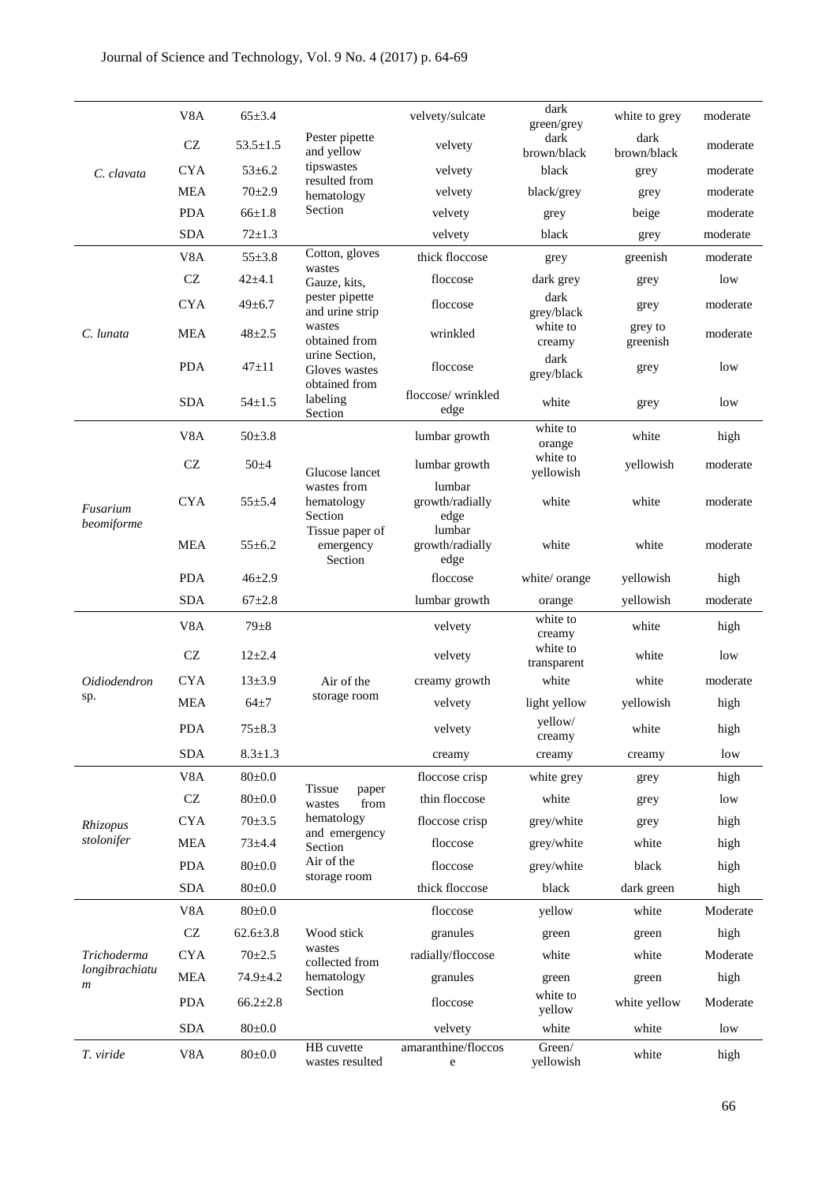| | | | | | | | |
|---|---|---|---|---|---|---|---|
| *C. clavata* | V8A | 65±3.4 | Pester pipette and yellow tipswastes resulted from hematology Section | velvety/sulcate | dark green/grey | white to grey | moderate |
| | CZ | 53.5±1.5 | | velvety | dark brown/black | dark brown/black | moderate |
| | CYA | 53±6.2 | | velvety | black | grey | moderate |
| | MEA | 70±2.9 | | velvety | black/grey | grey | moderate |
| | PDA | 66±1.8 | | velvety | grey | beige | moderate |
| | SDA | 72±1.3 | | velvety | black | grey | moderate |
| *C. lunata* | V8A | 55±3.8 | Cotton, gloves wastes Gauze, kits, pester pipette and urine strip wastes obtained from urine Section, Gloves wastes obtained from labeling Section | thick floccose | grey | greenish | moderate |
| | CZ | 42±4.1 | | floccose | dark grey | grey | low |
| | CYA | 49±6.7 | | floccose | dark grey/black | grey | moderate |
| | MEA | 48±2.5 | | wrinkled | white to creamy | grey to greenish | moderate |
| | PDA | 47±11 | | floccose | dark grey/black | grey | low |
| | SDA | 54±1.5 | | floccose/ wrinkled edge | white | grey | low |
| *Fusarium beomiforme* | V8A | 50±3.8 | Glucose lancet wastes from hematology Section Tissue paper of emergency Section | lumbar growth | white to orange | white | high |
| | CZ | 50±4 | | lumbar growth | white to yellowish | yellowish | moderate |
| | CYA | 55±5.4 | | lumbar growth/radially edge | white | white | moderate |
| | MEA | 55±6.2 | | lumbar growth/radially edge | white | white | moderate |
| | PDA | 46±2.9 | | floccose | white/ orange | yellowish | high |
| | SDA | 67±2.8 | | lumbar growth | orange | yellowish | moderate |
| *Oidiodendron* sp. | V8A | 79±8 | Air of the storage room | velvety | white to creamy | white | high |
| | CZ | 12±2.4 | | velvety | white to transparent | white | low |
| | CYA | 13±3.9 | | creamy growth | white | white | moderate |
| | MEA | 64±7 | | velvety | light yellow | yellowish | high |
| | PDA | 75±8.3 | | velvety | yellow/ creamy | white | high |
| | SDA | 8.3±1.3 | | creamy | creamy | creamy | low |
| *Rhizopus stolonifer* | V8A | 80±0.0 | Tissue paper wastes from hematology and emergency Section Air of the storage room | floccose crisp | white grey | grey | high |
| | CZ | 80±0.0 | | thin floccose | white | grey | low |
| | CYA | 70±3.5 | | floccose crisp | grey/white | grey | high |
| | MEA | 73±4.4 | | floccose | grey/white | white | high |
| | PDA | 80±0.0 | | floccose | grey/white | black | high |
| | SDA | 80±0.0 | | thick floccose | black | dark green | high |
| *Trichoderma longibrachiatum* | V8A | 80±0.0 | Wood stick wastes collected from hematology Section | floccose | yellow | white | Moderate |
| | CZ | 62.6±3.8 | | granules | green | green | high |
| | CYA | 70±2.5 | | radially/floccose | white | white | Moderate |
| | MEA | 74.9±4.2 | | granules | green | green | high |
| | PDA | 66.2±2.8 | | floccose | white to yellow | white yellow | Moderate |
| | SDA | 80±0.0 | | velvety | white | white | low |
| *T. viride* | V8A | 80±0.0 | HB cuvette wastes resulted | amaranthine/floccose | Green/ yellowish | white | high |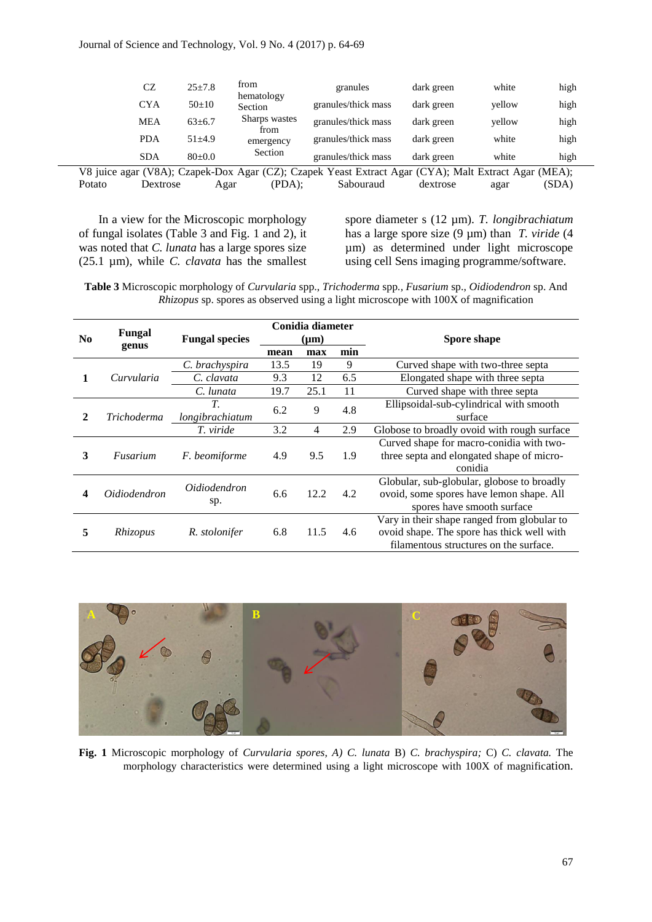| CZ | 25±7.8 | from hematology Section | granules | dark green | white | high |
|---|---|---|---|---|---|---|
| CYA | 50±10 | | granules/thick mass | dark green | yellow | high |
| MEA | 63±6.7 | Sharps wastes from emergency Section | granules/thick mass | dark green | yellow | high |
| PDA | 51±4.9 | | granules/thick mass | dark green | white | high |
| SDA | 80±0.0 | | granules/thick mass | dark green | white | high |

V8 juice agar (V8A); Czapek-Dox Agar (CZ); Czapek Yeast Extract Agar (CYA); Malt Extract Agar (MEA); Potato Dextrose Agar (PDA); Sabouraud dextrose agar (SDA)

In a view for the Microscopic morphology of fungal isolates (Table 3 and Fig. 1 and 2), it was noted that *C. lunata* has a large spores size (25.1 µm), while *C. clavata* has the smallest spore diameter s (12 µm). *T. longibrachiatum* has a large spore size (9 µm) than *T. viride* (4 µm) as determined under light microscope using cell Sens imaging programme/software.

**Table 3** Microscopic morphology of *Curvularia* spp., *Trichoderma* spp., *Fusarium* sp., *Oidiodendron* sp. And *Rhizopus* sp. spores as observed using a light microscope with 100X of magnification

| No | Fungal genus | Fungal species | Conidia diameter (µm) | | | Spore shape |
|---|---|---|---|---|---|---|
| | | | mean | max | min | |
| 1 | *Curvularia* | *C. brachyspira* | 13.5 | 19 | 9 | Curved shape with two-three septa |
| | | *C. clavata* | 9.3 | 12 | 6.5 | Elongated shape with three septa |
| | | *C. lunata* | 19.7 | 25.1 | 11 | Curved shape with three septa |
| 2 | *Trichoderma* | *T. longibrachiatum* | 6.2 | 9 | 4.8 | Ellipsoidal-sub-cylindrical with smooth surface |
| | | *T. viride* | 3.2 | 4 | 2.9 | Globose to broadly ovoid with rough surface |
| 3 | *Fusarium* | *F. beomiforme* | 4.9 | 9.5 | 1.9 | Curved shape for macro-conidia with two-three septa and elongated shape of micro-conidia |
| 4 | *Oidiodendron* | *Oidiodendron* sp. | 6.6 | 12.2 | 4.2 | Globular, sub-globular, globose to broadly ovoid, some spores have lemon shape. All spores have smooth surface |
| 5 | *Rhizopus* | *R. stolonifer* | 6.8 | 11.5 | 4.6 | Vary in their shape ranged from globular to ovoid shape. The spore has thick well with filamentous structures on the surface. |

**Fig. 1** Microscopic morphology of *Curvularia spores, A) C. lunata* B) *C. brachyspira;* C) *C. clavata.* The morphology characteristics were determined using a light microscope with 100X of magnification.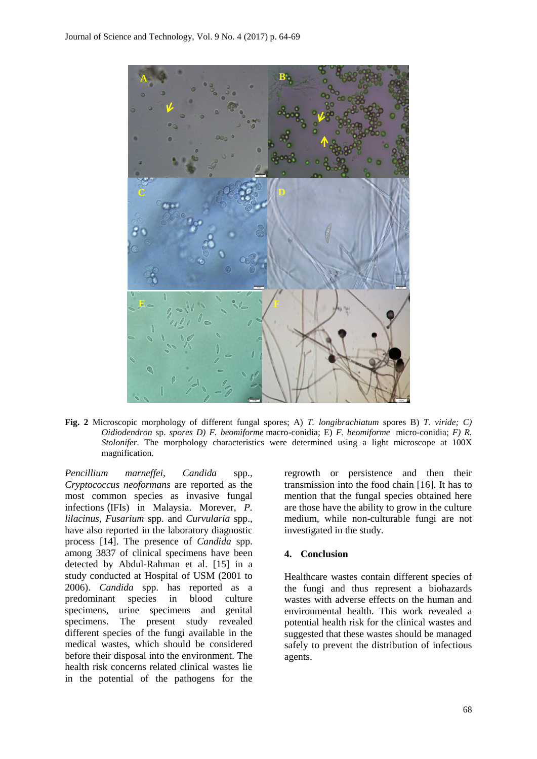**Fig. 2** Microscopic morphology of different fungal spores; A) *T. longibrachiatum* spores B) *T. viride; C) Oidiodendron* sp. *spores D) F. beomiforme* macro-conidia; E) *F. beomiforme* micro-conidia; *F) R. Stolonifer.* The morphology characteristics were determined using a light microscope at 100X magnification.

*Pencillium marneffei*, *Candida* spp., *Cryptococcus neoformans* are reported as the most common species as invasive fungal infections (IFIs) in Malaysia. Morever, *P. lilacinus*, *Fusarium* spp. and *Curvularia* spp., have also reported in the laboratory diagnostic process [14]. The presence of *Candida* spp. among 3837 of clinical specimens have been detected by Abdul-Rahman et al. [15] in a study conducted at Hospital of USM (2001 to 2006). *Candida* spp. has reported as a predominant species in blood culture specimens, urine specimens and genital specimens. The present study revealed different species of the fungi available in the medical wastes, which should be considered before their disposal into the environment. The health risk concerns related clinical wastes lie in the potential of the pathogens for the regrowth or persistence and then their transmission into the food chain [16]. It has to mention that the fungal species obtained here are those have the ability to grow in the culture medium, while non-culturable fungi are not investigated in the study.

## 4. Conclusion

Healthcare wastes contain different species of the fungi and thus represent a biohazards wastes with adverse effects on the human and environmental health. This work revealed a potential health risk for the clinical wastes and suggested that these wastes should be managed safely to prevent the distribution of infectious agents.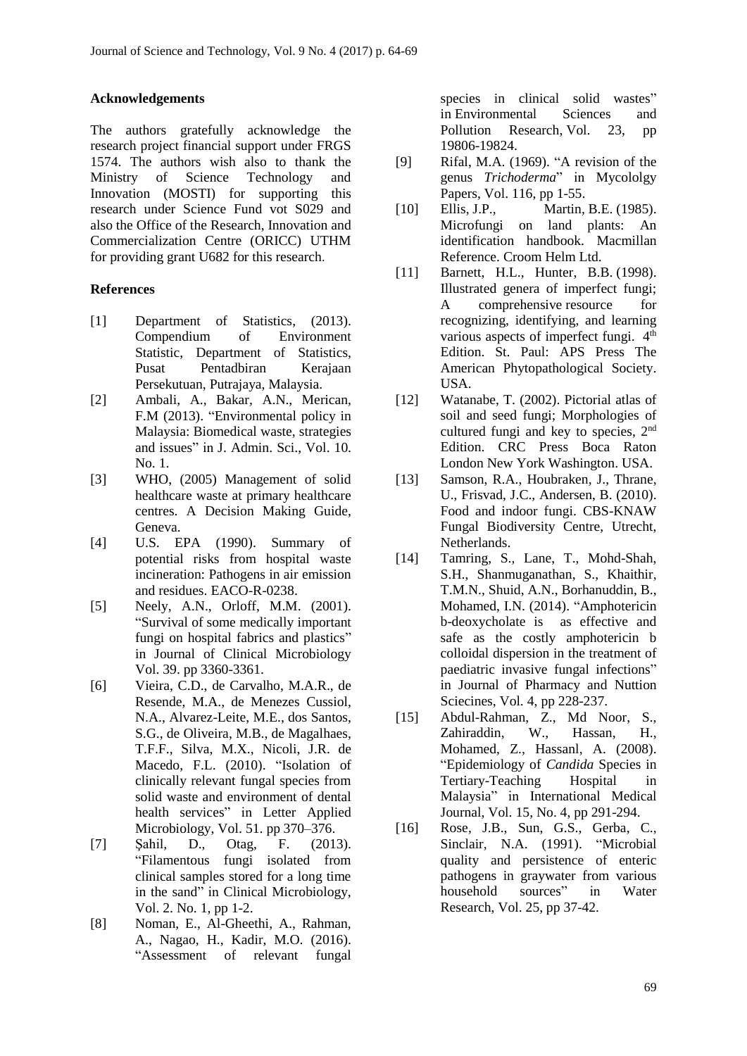## Acknowledgements

The authors gratefully acknowledge the research project financial support under FRGS 1574. The authors wish also to thank the Ministry of Science Technology and Innovation (MOSTI) for supporting this research under Science Fund vot S029 and also the Office of the Research, Innovation and Commercialization Centre (ORICC) UTHM for providing grant U682 for this research.

## References

[1] Department of Statistics, (2013). Compendium of Environment Statistic, Department of Statistics, Pusat Pentadbiran Kerajaan Persekutuan, Putrajaya, Malaysia.

[2] Ambali, A., Bakar, A.N., Merican, F.M (2013). "Environmental policy in Malaysia: Biomedical waste, strategies and issues" in J. Admin. Sci., Vol. 10. No. 1.

[3] WHO, (2005) Management of solid healthcare waste at primary healthcare centres. A Decision Making Guide, Geneva.

[4] U.S. EPA (1990). Summary of potential risks from hospital waste incineration: Pathogens in air emission and residues. EACO-R-0238.

[5] Neely, A.N., Orloff, M.M. (2001). "Survival of some medically important fungi on hospital fabrics and plastics" in Journal of Clinical Microbiology Vol. 39. pp 3360-3361.

[6] Vieira, C.D., de Carvalho, M.A.R., de Resende, M.A., de Menezes Cussiol, N.A., Alvarez-Leite, M.E., dos Santos, S.G., de Oliveira, M.B., de Magalhaes, T.F.F., Silva, M.X., Nicoli, J.R. de Macedo, F.L. (2010). "Isolation of clinically relevant fungal species from solid waste and environment of dental health services" in Letter Applied Microbiology, Vol. 51. pp 370–376.

[7] Şahil, D., Otag, F. (2013). "Filamentous fungi isolated from clinical samples stored for a long time in the sand" in Clinical Microbiology, Vol. 2. No. 1, pp 1-2.

[8] Noman, E., Al-Gheethi, A., Rahman, A., Nagao, H., Kadir, M.O. (2016). "Assessment of relevant fungal species in clinical solid wastes" in Environmental Sciences and Pollution Research, Vol. 23, pp 19806-19824.

[9] Rifal, M.A. (1969). "A revision of the genus *Trichoderma*" in Mycololgy Papers, Vol. 116, pp 1-55.

[10] Ellis, J.P., Martin, B.E. (1985). Microfungi on land plants: An identification handbook. Macmillan Reference. Croom Helm Ltd.

[11] Barnett, H.L., Hunter, B.B. (1998). Illustrated genera of imperfect fungi; A comprehensive resource for recognizing, identifying, and learning various aspects of imperfect fungi. 4th Edition. St. Paul: APS Press The American Phytopathological Society. USA.

[12] Watanabe, T. (2002). Pictorial atlas of soil and seed fungi; Morphologies of cultured fungi and key to species, 2nd Edition. CRC Press Boca Raton London New York Washington. USA.

[13] Samson, R.A., Houbraken, J., Thrane, U., Frisvad, J.C., Andersen, B. (2010). Food and indoor fungi. CBS-KNAW Fungal Biodiversity Centre, Utrecht, Netherlands.

[14] Tamring, S., Lane, T., Mohd-Shah, S.H., Shanmuganathan, S., Khaithir, T.M.N., Shuid, A.N., Borhanuddin, B., Mohamed, I.N. (2014). "Amphotericin b-deoxycholate is as effective and safe as the costly amphotericin b colloidal dispersion in the treatment of paediatric invasive fungal infections" in Journal of Pharmacy and Nuttion Sciecines, Vol. 4, pp 228-237.

[15] Abdul-Rahman, Z., Md Noor, S., Zahiraddin, W., Hassan, H., Mohamed, Z., Hassanl, A. (2008). "Epidemiology of *Candida* Species in Tertiary-Teaching Hospital in Malaysia" in International Medical Journal, Vol. 15, No. 4, pp 291-294.

[16] Rose, J.B., Sun, G.S., Gerba, C., Sinclair, N.A. (1991). "Microbial quality and persistence of enteric pathogens in graywater from various household sources" in Water Research, Vol. 25, pp 37-42.